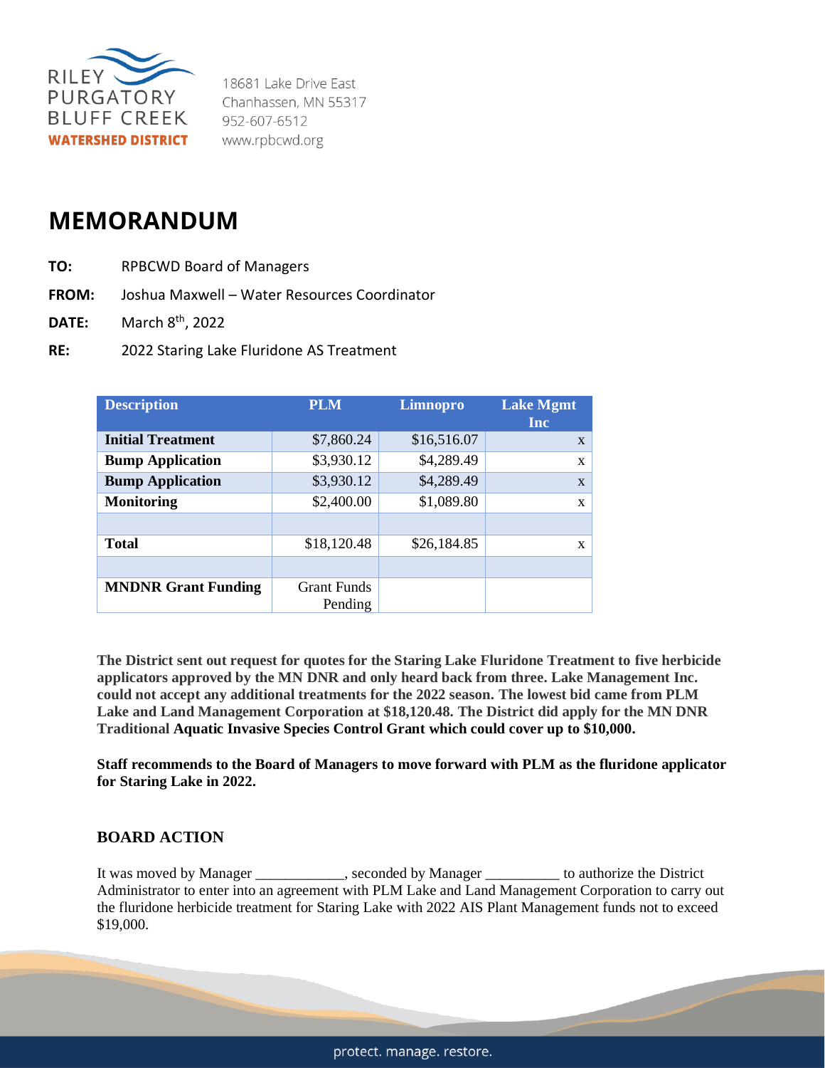RILEY PURGATORY BLUFF CREEK WATERSHED DISTRICT

18681 Lake Drive East
Chanhassen, MN 55317
952-607-6512
www.rpbcwd.org

# MEMORANDUM

**TO:** RPBCWD Board of Managers

**FROM:** Joshua Maxwell – Water Resources Coordinator

**DATE:** March 8th, 2022

**RE:** 2022 Staring Lake Fluridone AS Treatment

| Description | PLM | Limnopro | Lake Mgmt Inc |
|---|---|---|---|
| **Initial Treatment** | $7,860.24 | $16,516.07 | x |
| **Bump Application** | $3,930.12 | $4,289.49 | x |
| **Bump Application** | $3,930.12 | $4,289.49 | x |
| **Monitoring** | $2,400.00 | $1,089.80 | x |
| | | | |
| **Total** | $18,120.48 | $26,184.85 | x |
| | | | |
| **MNDNR Grant Funding** | Grant Funds Pending | | |

**The District sent out request for quotes for the Staring Lake Fluridone Treatment to five herbicide applicators approved by the MN DNR and only heard back from three. Lake Management Inc. could not accept any additional treatments for the 2022 season. The lowest bid came from PLM Lake and Land Management Corporation at $18,120.48. The District did apply for the MN DNR Traditional Aquatic Invasive Species Control Grant which could cover up to $10,000.**

**Staff recommends to the Board of Managers to move forward with PLM as the fluridone applicator for Staring Lake in 2022.**

## BOARD ACTION

It was moved by Manager ____________, seconded by Manager __________ to authorize the District Administrator to enter into an agreement with PLM Lake and Land Management Corporation to carry out the fluridone herbicide treatment for Staring Lake with 2022 AIS Plant Management funds not to exceed $19,000.

protect. manage. restore.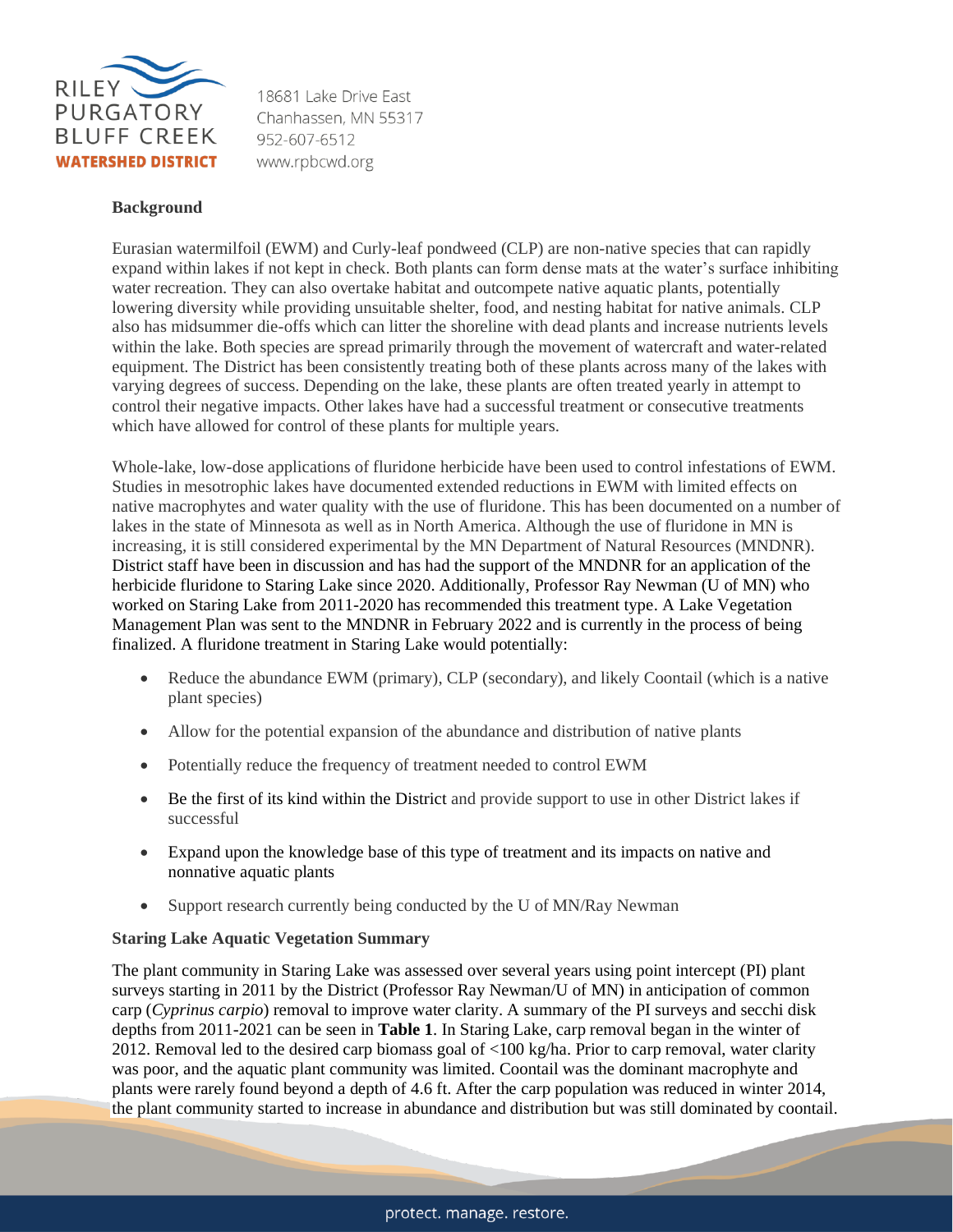**Background**

Eurasian watermilfoil (EWM) and Curly-leaf pondweed (CLP) are non-native species that can rapidly expand within lakes if not kept in check. Both plants can form dense mats at the water's surface inhibiting water recreation. They can also overtake habitat and outcompete native aquatic plants, potentially lowering diversity while providing unsuitable shelter, food, and nesting habitat for native animals. CLP also has midsummer die-offs which can litter the shoreline with dead plants and increase nutrients levels within the lake. Both species are spread primarily through the movement of watercraft and water-related equipment. The District has been consistently treating both of these plants across many of the lakes with varying degrees of success. Depending on the lake, these plants are often treated yearly in attempt to control their negative impacts. Other lakes have had a successful treatment or consecutive treatments which have allowed for control of these plants for multiple years.

Whole-lake, low-dose applications of fluridone herbicide have been used to control infestations of EWM. Studies in mesotrophic lakes have documented extended reductions in EWM with limited effects on native macrophytes and water quality with the use of fluridone. This has been documented on a number of lakes in the state of Minnesota as well as in North America. Although the use of fluridone in MN is increasing, it is still considered experimental by the MN Department of Natural Resources (MNDNR). District staff have been in discussion and has had the support of the MNDNR for an application of the herbicide fluridone to Staring Lake since 2020. Additionally, Professor Ray Newman (U of MN) who worked on Staring Lake from 2011-2020 has recommended this treatment type. A Lake Vegetation Management Plan was sent to the MNDNR in February 2022 and is currently in the process of being finalized. A fluridone treatment in Staring Lake would potentially:

- Reduce the abundance EWM (primary), CLP (secondary), and likely Coontail (which is a native plant species)
- Allow for the potential expansion of the abundance and distribution of native plants
- Potentially reduce the frequency of treatment needed to control EWM
- Be the first of its kind within the District and provide support to use in other District lakes if successful
- Expand upon the knowledge base of this type of treatment and its impacts on native and nonnative aquatic plants
- Support research currently being conducted by the U of MN/Ray Newman

**Staring Lake Aquatic Vegetation Summary**

The plant community in Staring Lake was assessed over several years using point intercept (PI) plant surveys starting in 2011 by the District (Professor Ray Newman/U of MN) in anticipation of common carp (*Cyprinus carpio*) removal to improve water clarity. A summary of the PI surveys and secchi disk depths from 2011-2021 can be seen in **Table 1**. In Staring Lake, carp removal began in the winter of 2012. Removal led to the desired carp biomass goal of <100 kg/ha. Prior to carp removal, water clarity was poor, and the aquatic plant community was limited. Coontail was the dominant macrophyte and plants were rarely found beyond a depth of 4.6 ft. After the carp population was reduced in winter 2014, the plant community started to increase in abundance and distribution but was still dominated by coontail.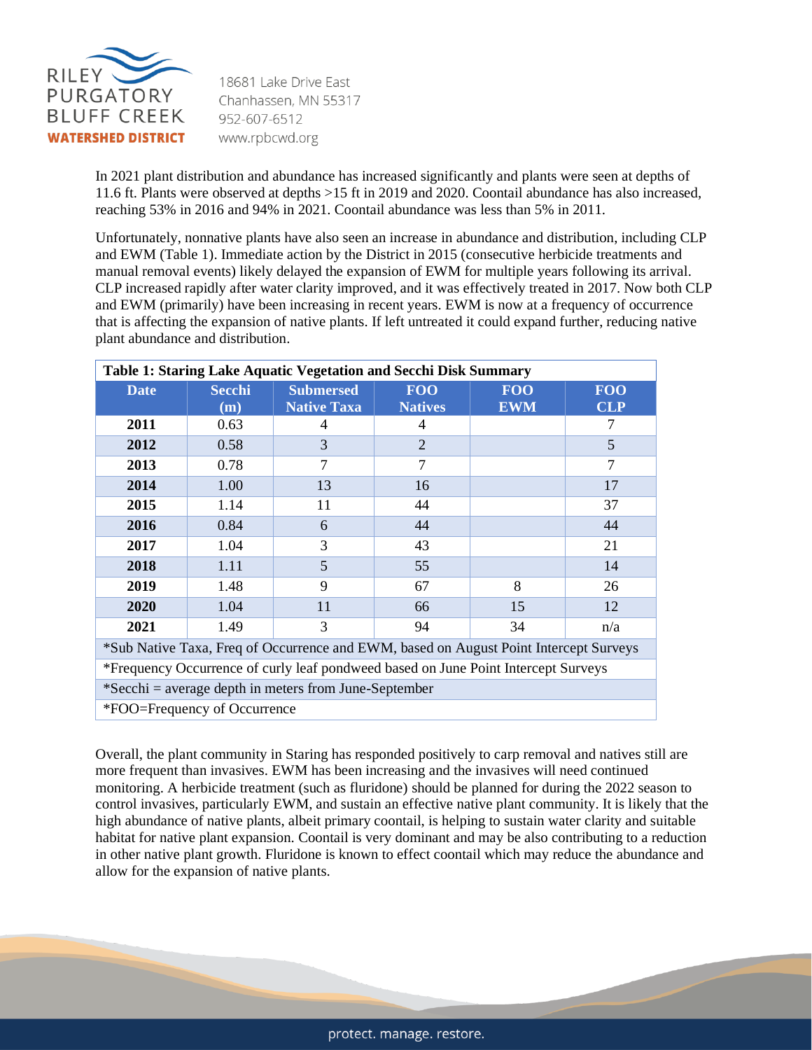In 2021 plant distribution and abundance has increased significantly and plants were seen at depths of 11.6 ft. Plants were observed at depths >15 ft in 2019 and 2020. Coontail abundance has also increased, reaching 53% in 2016 and 94% in 2021. Coontail abundance was less than 5% in 2011.

Unfortunately, nonnative plants have also seen an increase in abundance and distribution, including CLP and EWM (Table 1). Immediate action by the District in 2015 (consecutive herbicide treatments and manual removal events) likely delayed the expansion of EWM for multiple years following its arrival. CLP increased rapidly after water clarity improved, and it was effectively treated in 2017. Now both CLP and EWM (primarily) have been increasing in recent years. EWM is now at a frequency of occurrence that is affecting the expansion of native plants. If left untreated it could expand further, reducing native plant abundance and distribution.

**Table 1: Staring Lake Aquatic Vegetation and Secchi Disk Summary**

| Date | Secchi (m) | Submersed Native Taxa | FOO Natives | FOO EWM | FOO CLP |
|---|---|---|---|---|---|
| 2011 | 0.63 | 4 | 4 | | 7 |
| 2012 | 0.58 | 3 | 2 | | 5 |
| 2013 | 0.78 | 7 | 7 | | 7 |
| 2014 | 1.00 | 13 | 16 | | 17 |
| 2015 | 1.14 | 11 | 44 | | 37 |
| 2016 | 0.84 | 6 | 44 | | 44 |
| 2017 | 1.04 | 3 | 43 | | 21 |
| 2018 | 1.11 | 5 | 55 | | 14 |
| 2019 | 1.48 | 9 | 67 | 8 | 26 |
| 2020 | 1.04 | 11 | 66 | 15 | 12 |
| 2021 | 1.49 | 3 | 94 | 34 | n/a |

*Sub Native Taxa, Freq of Occurrence and EWM, based on August Point Intercept Surveys

*Frequency Occurrence of curly leaf pondweed based on June Point Intercept Surveys

*Secchi = average depth in meters from June-September

*FOO=Frequency of Occurrence

Overall, the plant community in Staring has responded positively to carp removal and natives still are more frequent than invasives. EWM has been increasing and the invasives will need continued monitoring. A herbicide treatment (such as fluridone) should be planned for during the 2022 season to control invasives, particularly EWM, and sustain an effective native plant community. It is likely that the high abundance of native plants, albeit primary coontail, is helping to sustain water clarity and suitable habitat for native plant expansion. Coontail is very dominant and may be also contributing to a reduction in other native plant growth. Fluridone is known to effect coontail which may reduce the abundance and allow for the expansion of native plants.